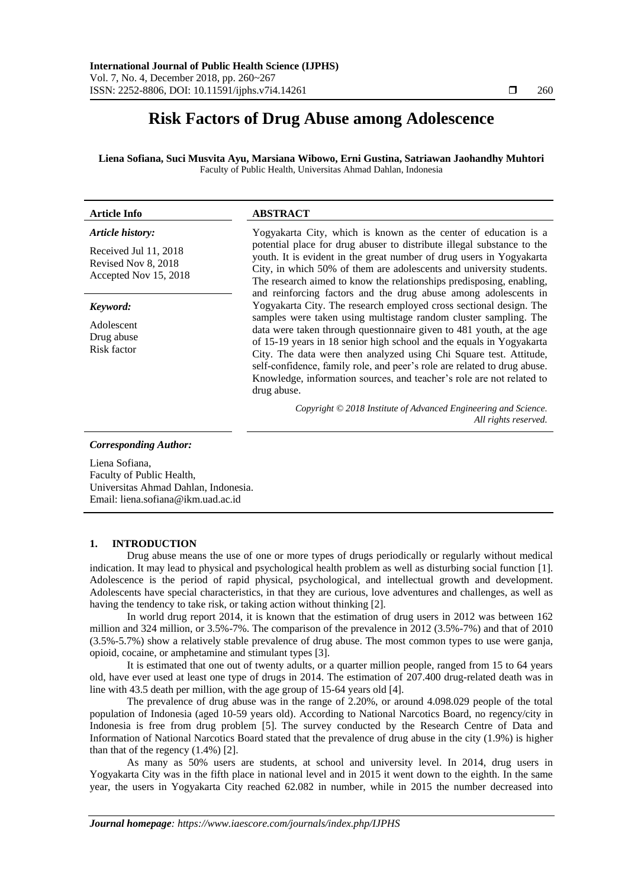# Risk Factors of Drug Abuse among Adolescence

**Liena Sofiana, Suci Musvita Ayu, Marsiana Wibowo, Erni Gustina, Satriawan Jaohandhy Muhtori**
Faculty of Public Health, Universitas Ahmad Dahlan, Indonesia

**Article Info**

*Article history:*

Received Jul 11, 2018
Revised Nov 8, 2018
Accepted Nov 15, 2018

*Keyword:*

Adolescent
Drug abuse
Risk factor

**ABSTRACT**

Yogyakarta City, which is known as the center of education is a potential place for drug abuser to distribute illegal substance to the youth. It is evident in the great number of drug users in Yogyakarta City, in which 50% of them are adolescents and university students. The research aimed to know the relationships predisposing, enabling, and reinforcing factors and the drug abuse among adolescents in Yogyakarta City. The research employed cross sectional design. The samples were taken using multistage random cluster sampling. The data were taken through questionnaire given to 481 youth, at the age of 15-19 years in 18 senior high school and the equals in Yogyakarta City. The data were then analyzed using Chi Square test. Attitude, self-confidence, family role, and peer's role are related to drug abuse. Knowledge, information sources, and teacher's role are not related to drug abuse.

*Copyright © 2018 Institute of Advanced Engineering and Science. All rights reserved.*

*Corresponding Author:*

Liena Sofiana,
Faculty of Public Health,
Universitas Ahmad Dahlan, Indonesia.
Email: liena.sofiana@ikm.uad.ac.id

## 1. INTRODUCTION

Drug abuse means the use of one or more types of drugs periodically or regularly without medical indication. It may lead to physical and psychological health problem as well as disturbing social function [1]. Adolescence is the period of rapid physical, psychological, and intellectual growth and development. Adolescents have special characteristics, in that they are curious, love adventures and challenges, as well as having the tendency to take risk, or taking action without thinking [2].

In world drug report 2014, it is known that the estimation of drug users in 2012 was between 162 million and 324 million, or 3.5%-7%. The comparison of the prevalence in 2012 (3.5%-7%) and that of 2010 (3.5%-5.7%) show a relatively stable prevalence of drug abuse. The most common types to use were ganja, opioid, cocaine, or amphetamine and stimulant types [3].

It is estimated that one out of twenty adults, or a quarter million people, ranged from 15 to 64 years old, have ever used at least one type of drugs in 2014. The estimation of 207.400 drug-related death was in line with 43.5 death per million, with the age group of 15-64 years old [4].

The prevalence of drug abuse was in the range of 2.20%, or around 4.098.029 people of the total population of Indonesia (aged 10-59 years old). According to National Narcotics Board, no regency/city in Indonesia is free from drug problem [5]. The survey conducted by the Research Centre of Data and Information of National Narcotics Board stated that the prevalence of drug abuse in the city (1.9%) is higher than that of the regency (1.4%) [2].

As many as 50% users are students, at school and university level. In 2014, drug users in Yogyakarta City was in the fifth place in national level and in 2015 it went down to the eighth. In the same year, the users in Yogyakarta City reached 62.082 in number, while in 2015 the number decreased into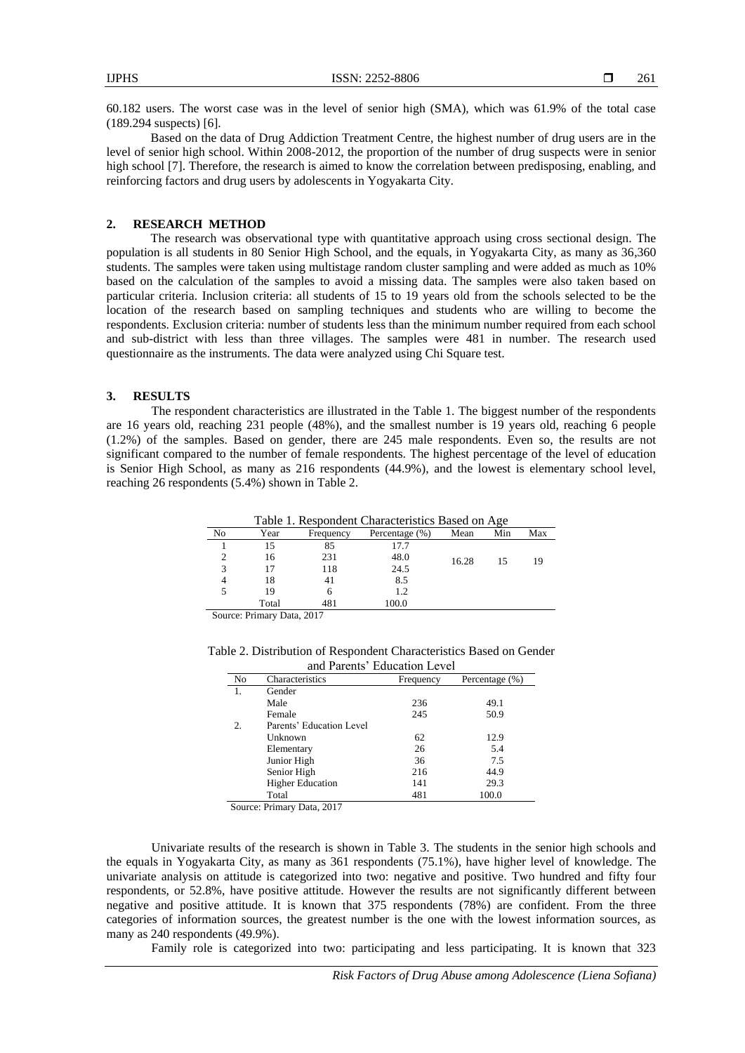60.182 users. The worst case was in the level of senior high (SMA), which was 61.9% of the total case (189.294 suspects) [6].

Based on the data of Drug Addiction Treatment Centre, the highest number of drug users are in the level of senior high school. Within 2008-2012, the proportion of the number of drug suspects were in senior high school [7]. Therefore, the research is aimed to know the correlation between predisposing, enabling, and reinforcing factors and drug users by adolescents in Yogyakarta City.

## 2. RESEARCH METHOD

The research was observational type with quantitative approach using cross sectional design. The population is all students in 80 Senior High School, and the equals, in Yogyakarta City, as many as 36,360 students. The samples were taken using multistage random cluster sampling and were added as much as 10% based on the calculation of the samples to avoid a missing data. The samples were also taken based on particular criteria. Inclusion criteria: all students of 15 to 19 years old from the schools selected to be the location of the research based on sampling techniques and students who are willing to become the respondents. Exclusion criteria: number of students less than the minimum number required from each school and sub-district with less than three villages. The samples were 481 in number. The research used questionnaire as the instruments. The data were analyzed using Chi Square test.

## 3. RESULTS

The respondent characteristics are illustrated in the Table 1. The biggest number of the respondents are 16 years old, reaching 231 people (48%), and the smallest number is 19 years old, reaching 6 people (1.2%) of the samples. Based on gender, there are 245 male respondents. Even so, the results are not significant compared to the number of female respondents. The highest percentage of the level of education is Senior High School, as many as 216 respondents (44.9%), and the lowest is elementary school level, reaching 26 respondents (5.4%) shown in Table 2.

Table 1. Respondent Characteristics Based on Age

| No | Year | Frequency | Percentage (%) | Mean | Min | Max |
|---|---|---|---|---|---|---|
| 1 | 15 | 85 | 17.7 | 16.28 | 15 | 19 |
| 2 | 16 | 231 | 48.0 | | | |
| 3 | 17 | 118 | 24.5 | | | |
| 4 | 18 | 41 | 8.5 | | | |
| 5 | 19 | 6 | 1.2 | | | |
| | Total | 481 | 100.0 | | | |

Source: Primary Data, 2017

Table 2. Distribution of Respondent Characteristics Based on Gender and Parents' Education Level

| No | Characteristics | Frequency | Percentage (%) |
|---|---|---|---|
| 1. | Gender | | |
| | Male | 236 | 49.1 |
| | Female | 245 | 50.9 |
| 2. | Parents' Education Level | | |
| | Unknown | 62 | 12.9 |
| | Elementary | 26 | 5.4 |
| | Junior High | 36 | 7.5 |
| | Senior High | 216 | 44.9 |
| | Higher Education | 141 | 29.3 |
| | Total | 481 | 100.0 |

Source: Primary Data, 2017

Univariate results of the research is shown in Table 3. The students in the senior high schools and the equals in Yogyakarta City, as many as 361 respondents (75.1%), have higher level of knowledge. The univariate analysis on attitude is categorized into two: negative and positive. Two hundred and fifty four respondents, or 52.8%, have positive attitude. However the results are not significantly different between negative and positive attitude. It is known that 375 respondents (78%) are confident. From the three categories of information sources, the greatest number is the one with the lowest information sources, as many as 240 respondents (49.9%).

Family role is categorized into two: participating and less participating. It is known that 323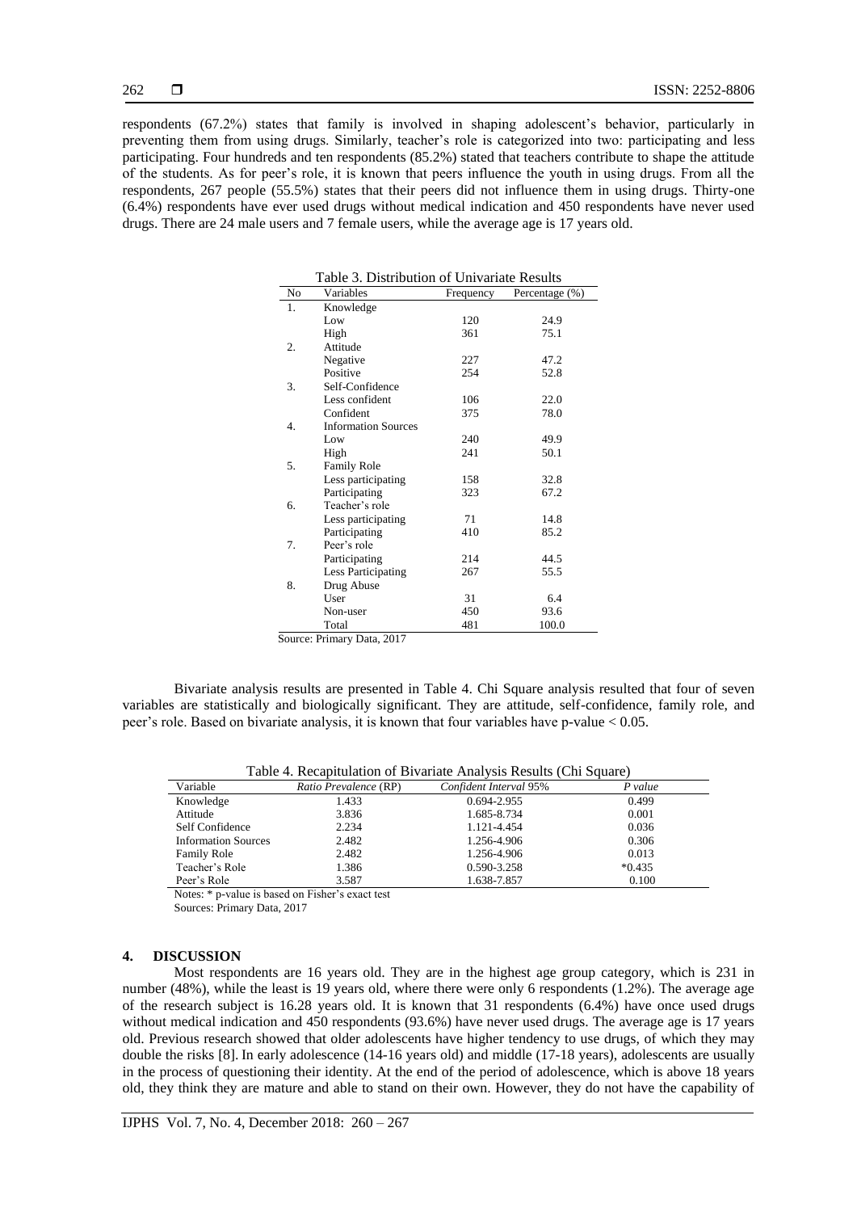respondents (67.2%) states that family is involved in shaping adolescent's behavior, particularly in preventing them from using drugs. Similarly, teacher's role is categorized into two: participating and less participating. Four hundreds and ten respondents (85.2%) stated that teachers contribute to shape the attitude of the students. As for peer's role, it is known that peers influence the youth in using drugs. From all the respondents, 267 people (55.5%) states that their peers did not influence them in using drugs. Thirty-one (6.4%) respondents have ever used drugs without medical indication and 450 respondents have never used drugs. There are 24 male users and 7 female users, while the average age is 17 years old.

Table 3. Distribution of Univariate Results

| No | Variables | Frequency | Percentage (%) |
|---|---|---|---|
| 1. | Knowledge | | |
| | Low | 120 | 24.9 |
| | High | 361 | 75.1 |
| 2. | Attitude | | |
| | Negative | 227 | 47.2 |
| | Positive | 254 | 52.8 |
| 3. | Self-Confidence | | |
| | Less confident | 106 | 22.0 |
| | Confident | 375 | 78.0 |
| 4. | Information Sources | | |
| | Low | 240 | 49.9 |
| | High | 241 | 50.1 |
| 5. | Family Role | | |
| | Less participating | 158 | 32.8 |
| | Participating | 323 | 67.2 |
| 6. | Teacher's role | | |
| | Less participating | 71 | 14.8 |
| | Participating | 410 | 85.2 |
| 7. | Peer's role | | |
| | Participating | 214 | 44.5 |
| | Less Participating | 267 | 55.5 |
| 8. | Drug Abuse | | |
| | User | 31 | 6.4 |
| | Non-user | 450 | 93.6 |
| | Total | 481 | 100.0 |

Source: Primary Data, 2017

Bivariate analysis results are presented in Table 4. Chi Square analysis resulted that four of seven variables are statistically and biologically significant. They are attitude, self-confidence, family role, and peer's role. Based on bivariate analysis, it is known that four variables have p-value < 0.05.

Table 4. Recapitulation of Bivariate Analysis Results (Chi Square)

| Variable | *Ratio Prevalence* (RP) | *Confident Interval* 95% | *P value* |
|---|---|---|---|
| Knowledge | 1.433 | 0.694-2.955 | 0.499 |
| Attitude | 3.836 | 1.685-8.734 | 0.001 |
| Self Confidence | 2.234 | 1.121-4.454 | 0.036 |
| Information Sources | 2.482 | 1.256-4.906 | 0.306 |
| Family Role | 2.482 | 1.256-4.906 | 0.013 |
| Teacher's Role | 1.386 | 0.590-3.258 | *0.435 |
| Peer's Role | 3.587 | 1.638-7.857 | 0.100 |

Notes: * p-value is based on Fisher's exact test

Sources: Primary Data, 2017

## 4. DISCUSSION

Most respondents are 16 years old. They are in the highest age group category, which is 231 in number (48%), while the least is 19 years old, where there were only 6 respondents (1.2%). The average age of the research subject is 16.28 years old. It is known that 31 respondents (6.4%) have once used drugs without medical indication and 450 respondents (93.6%) have never used drugs. The average age is 17 years old. Previous research showed that older adolescents have higher tendency to use drugs, of which they may double the risks [8]. In early adolescence (14-16 years old) and middle (17-18 years), adolescents are usually in the process of questioning their identity. At the end of the period of adolescence, which is above 18 years old, they think they are mature and able to stand on their own. However, they do not have the capability of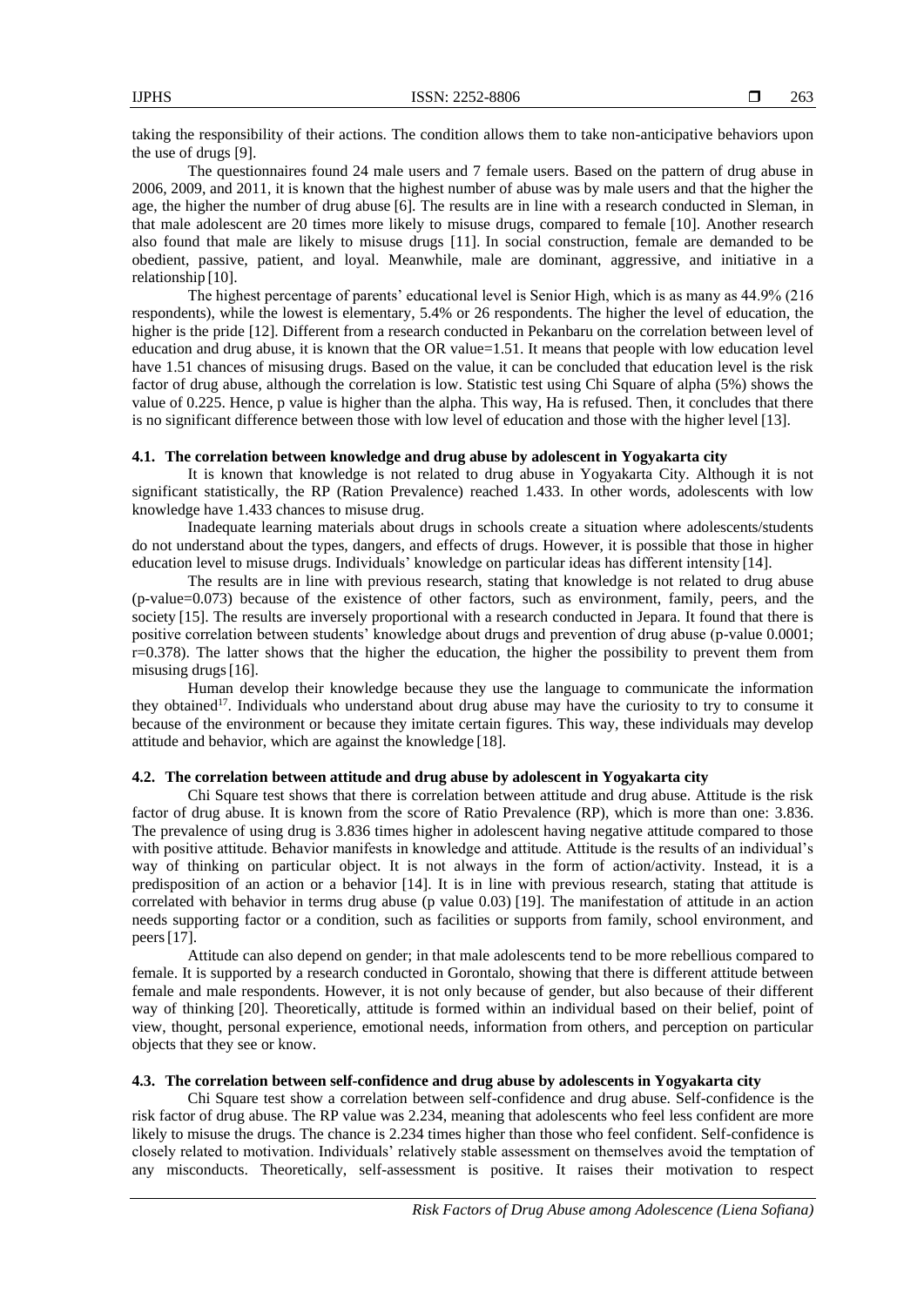taking the responsibility of their actions. The condition allows them to take non-anticipative behaviors upon the use of drugs [9].

The questionnaires found 24 male users and 7 female users. Based on the pattern of drug abuse in 2006, 2009, and 2011, it is known that the highest number of abuse was by male users and that the higher the age, the higher the number of drug abuse [6]. The results are in line with a research conducted in Sleman, in that male adolescent are 20 times more likely to misuse drugs, compared to female [10]. Another research also found that male are likely to misuse drugs [11]. In social construction, female are demanded to be obedient, passive, patient, and loyal. Meanwhile, male are dominant, aggressive, and initiative in a relationship [10].

The highest percentage of parents' educational level is Senior High, which is as many as 44.9% (216 respondents), while the lowest is elementary, 5.4% or 26 respondents. The higher the level of education, the higher is the pride [12]. Different from a research conducted in Pekanbaru on the correlation between level of education and drug abuse, it is known that the OR value=1.51. It means that people with low education level have 1.51 chances of misusing drugs. Based on the value, it can be concluded that education level is the risk factor of drug abuse, although the correlation is low. Statistic test using Chi Square of alpha (5%) shows the value of 0.225. Hence, p value is higher than the alpha. This way, Ha is refused. Then, it concludes that there is no significant difference between those with low level of education and those with the higher level [13].

### 4.1. The correlation between knowledge and drug abuse by adolescent in Yogyakarta city

It is known that knowledge is not related to drug abuse in Yogyakarta City. Although it is not significant statistically, the RP (Ration Prevalence) reached 1.433. In other words, adolescents with low knowledge have 1.433 chances to misuse drug.

Inadequate learning materials about drugs in schools create a situation where adolescents/students do not understand about the types, dangers, and effects of drugs. However, it is possible that those in higher education level to misuse drugs. Individuals' knowledge on particular ideas has different intensity [14].

The results are in line with previous research, stating that knowledge is not related to drug abuse (p-value=0.073) because of the existence of other factors, such as environment, family, peers, and the society [15]. The results are inversely proportional with a research conducted in Jepara. It found that there is positive correlation between students' knowledge about drugs and prevention of drug abuse (p-value 0.0001; r=0.378). The latter shows that the higher the education, the higher the possibility to prevent them from misusing drugs [16].

Human develop their knowledge because they use the language to communicate the information they obtained[17]. Individuals who understand about drug abuse may have the curiosity to try to consume it because of the environment or because they imitate certain figures. This way, these individuals may develop attitude and behavior, which are against the knowledge [18].

### 4.2. The correlation between attitude and drug abuse by adolescent in Yogyakarta city

Chi Square test shows that there is correlation between attitude and drug abuse. Attitude is the risk factor of drug abuse. It is known from the score of Ratio Prevalence (RP), which is more than one: 3.836. The prevalence of using drug is 3.836 times higher in adolescent having negative attitude compared to those with positive attitude. Behavior manifests in knowledge and attitude. Attitude is the results of an individual's way of thinking on particular object. It is not always in the form of action/activity. Instead, it is a predisposition of an action or a behavior [14]. It is in line with previous research, stating that attitude is correlated with behavior in terms drug abuse (p value 0.03) [19]. The manifestation of attitude in an action needs supporting factor or a condition, such as facilities or supports from family, school environment, and peers [17].

Attitude can also depend on gender; in that male adolescents tend to be more rebellious compared to female. It is supported by a research conducted in Gorontalo, showing that there is different attitude between female and male respondents. However, it is not only because of gender, but also because of their different way of thinking [20]. Theoretically, attitude is formed within an individual based on their belief, point of view, thought, personal experience, emotional needs, information from others, and perception on particular objects that they see or know.

### 4.3. The correlation between self-confidence and drug abuse by adolescents in Yogyakarta city

Chi Square test show a correlation between self-confidence and drug abuse. Self-confidence is the risk factor of drug abuse. The RP value was 2.234, meaning that adolescents who feel less confident are more likely to misuse the drugs. The chance is 2.234 times higher than those who feel confident. Self-confidence is closely related to motivation. Individuals' relatively stable assessment on themselves avoid the temptation of any misconducts. Theoretically, self-assessment is positive. It raises their motivation to respect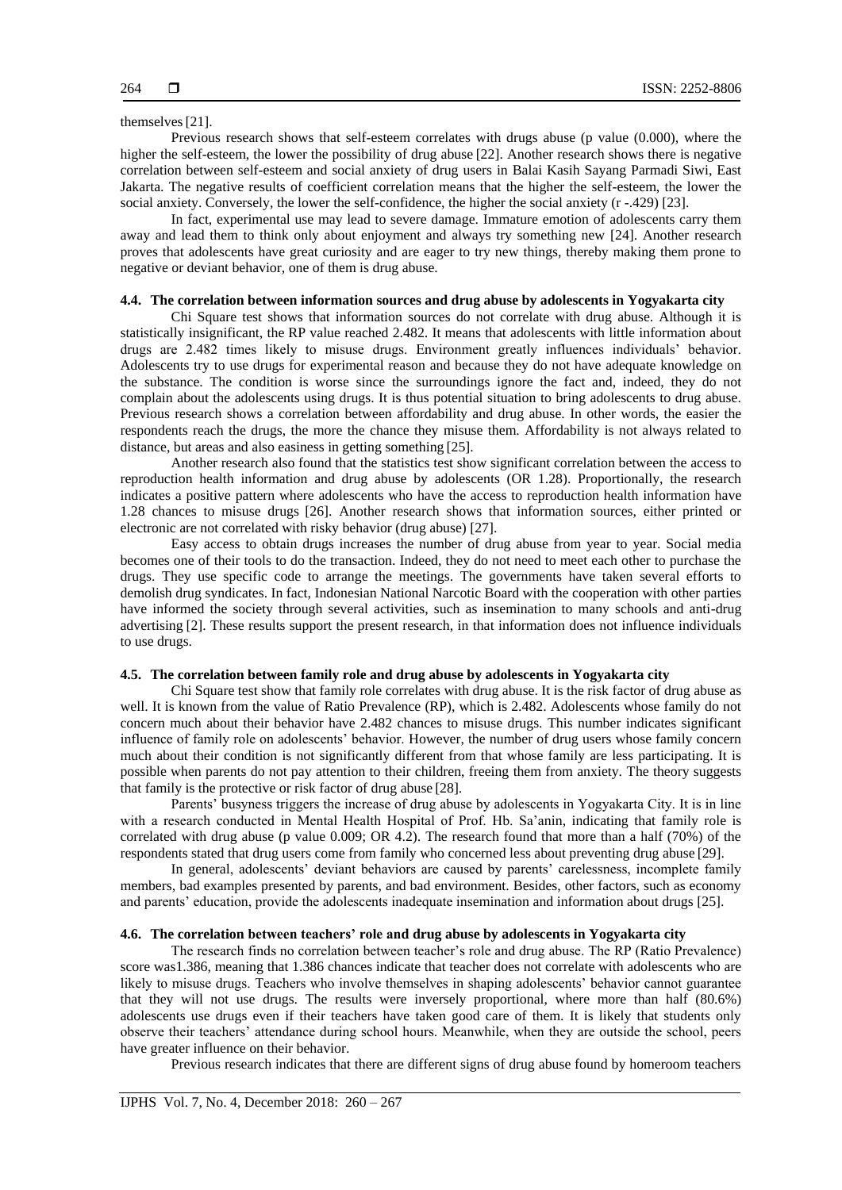themselves [21].

Previous research shows that self-esteem correlates with drugs abuse (p value (0.000), where the higher the self-esteem, the lower the possibility of drug abuse [22]. Another research shows there is negative correlation between self-esteem and social anxiety of drug users in Balai Kasih Sayang Parmadi Siwi, East Jakarta. The negative results of coefficient correlation means that the higher the self-esteem, the lower the social anxiety. Conversely, the lower the self-confidence, the higher the social anxiety (r -.429) [23].

In fact, experimental use may lead to severe damage. Immature emotion of adolescents carry them away and lead them to think only about enjoyment and always try something new [24]. Another research proves that adolescents have great curiosity and are eager to try new things, thereby making them prone to negative or deviant behavior, one of them is drug abuse.

### 4.4. The correlation between information sources and drug abuse by adolescents in Yogyakarta city

Chi Square test shows that information sources do not correlate with drug abuse. Although it is statistically insignificant, the RP value reached 2.482. It means that adolescents with little information about drugs are 2.482 times likely to misuse drugs. Environment greatly influences individuals' behavior. Adolescents try to use drugs for experimental reason and because they do not have adequate knowledge on the substance. The condition is worse since the surroundings ignore the fact and, indeed, they do not complain about the adolescents using drugs. It is thus potential situation to bring adolescents to drug abuse. Previous research shows a correlation between affordability and drug abuse. In other words, the easier the respondents reach the drugs, the more the chance they misuse them. Affordability is not always related to distance, but areas and also easiness in getting something [25].

Another research also found that the statistics test show significant correlation between the access to reproduction health information and drug abuse by adolescents (OR 1.28). Proportionally, the research indicates a positive pattern where adolescents who have the access to reproduction health information have 1.28 chances to misuse drugs [26]. Another research shows that information sources, either printed or electronic are not correlated with risky behavior (drug abuse) [27].

Easy access to obtain drugs increases the number of drug abuse from year to year. Social media becomes one of their tools to do the transaction. Indeed, they do not need to meet each other to purchase the drugs. They use specific code to arrange the meetings. The governments have taken several efforts to demolish drug syndicates. In fact, Indonesian National Narcotic Board with the cooperation with other parties have informed the society through several activities, such as insemination to many schools and anti-drug advertising [2]. These results support the present research, in that information does not influence individuals to use drugs.

### 4.5. The correlation between family role and drug abuse by adolescents in Yogyakarta city

Chi Square test show that family role correlates with drug abuse. It is the risk factor of drug abuse as well. It is known from the value of Ratio Prevalence (RP), which is 2.482. Adolescents whose family do not concern much about their behavior have 2.482 chances to misuse drugs. This number indicates significant influence of family role on adolescents' behavior. However, the number of drug users whose family concern much about their condition is not significantly different from that whose family are less participating. It is possible when parents do not pay attention to their children, freeing them from anxiety. The theory suggests that family is the protective or risk factor of drug abuse [28].

Parents' busyness triggers the increase of drug abuse by adolescents in Yogyakarta City. It is in line with a research conducted in Mental Health Hospital of Prof. Hb. Sa'anin, indicating that family role is correlated with drug abuse (p value 0.009; OR 4.2). The research found that more than a half (70%) of the respondents stated that drug users come from family who concerned less about preventing drug abuse [29].

In general, adolescents' deviant behaviors are caused by parents' carelessness, incomplete family members, bad examples presented by parents, and bad environment. Besides, other factors, such as economy and parents' education, provide the adolescents inadequate insemination and information about drugs [25].

### 4.6. The correlation between teachers' role and drug abuse by adolescents in Yogyakarta city

The research finds no correlation between teacher's role and drug abuse. The RP (Ratio Prevalence) score was1.386, meaning that 1.386 chances indicate that teacher does not correlate with adolescents who are likely to misuse drugs. Teachers who involve themselves in shaping adolescents' behavior cannot guarantee that they will not use drugs. The results were inversely proportional, where more than half (80.6%) adolescents use drugs even if their teachers have taken good care of them. It is likely that students only observe their teachers' attendance during school hours. Meanwhile, when they are outside the school, peers have greater influence on their behavior.

Previous research indicates that there are different signs of drug abuse found by homeroom teachers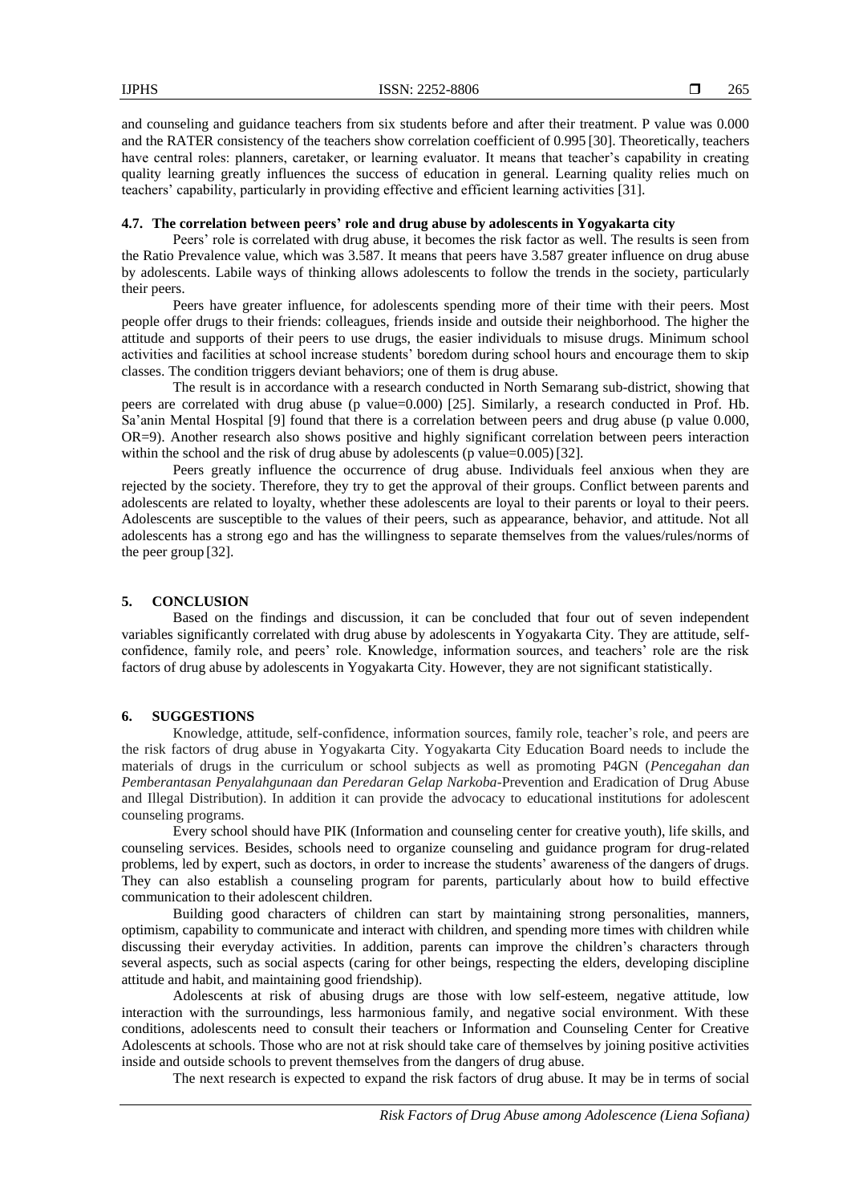and counseling and guidance teachers from six students before and after their treatment. P value was 0.000 and the RATER consistency of the teachers show correlation coefficient of 0.995 [30]. Theoretically, teachers have central roles: planners, caretaker, or learning evaluator. It means that teacher's capability in creating quality learning greatly influences the success of education in general. Learning quality relies much on teachers' capability, particularly in providing effective and efficient learning activities [31].

### 4.7. The correlation between peers' role and drug abuse by adolescents in Yogyakarta city

Peers' role is correlated with drug abuse, it becomes the risk factor as well. The results is seen from the Ratio Prevalence value, which was 3.587. It means that peers have 3.587 greater influence on drug abuse by adolescents. Labile ways of thinking allows adolescents to follow the trends in the society, particularly their peers.

Peers have greater influence, for adolescents spending more of their time with their peers. Most people offer drugs to their friends: colleagues, friends inside and outside their neighborhood. The higher the attitude and supports of their peers to use drugs, the easier individuals to misuse drugs. Minimum school activities and facilities at school increase students' boredom during school hours and encourage them to skip classes. The condition triggers deviant behaviors; one of them is drug abuse.

The result is in accordance with a research conducted in North Semarang sub-district, showing that peers are correlated with drug abuse (p value=0.000) [25]. Similarly, a research conducted in Prof. Hb. Sa'anin Mental Hospital [9] found that there is a correlation between peers and drug abuse (p value 0.000, OR=9). Another research also shows positive and highly significant correlation between peers interaction within the school and the risk of drug abuse by adolescents (p value=0.005) [32].

Peers greatly influence the occurrence of drug abuse. Individuals feel anxious when they are rejected by the society. Therefore, they try to get the approval of their groups. Conflict between parents and adolescents are related to loyalty, whether these adolescents are loyal to their parents or loyal to their peers. Adolescents are susceptible to the values of their peers, such as appearance, behavior, and attitude. Not all adolescents has a strong ego and has the willingness to separate themselves from the values/rules/norms of the peer group [32].

## 5. CONCLUSION

Based on the findings and discussion, it can be concluded that four out of seven independent variables significantly correlated with drug abuse by adolescents in Yogyakarta City. They are attitude, self-confidence, family role, and peers' role. Knowledge, information sources, and teachers' role are the risk factors of drug abuse by adolescents in Yogyakarta City. However, they are not significant statistically.

## 6. SUGGESTIONS

Knowledge, attitude, self-confidence, information sources, family role, teacher's role, and peers are the risk factors of drug abuse in Yogyakarta City. Yogyakarta City Education Board needs to include the materials of drugs in the curriculum or school subjects as well as promoting P4GN (*Pencegahan dan Pemberantasan Penyalahgunaan dan Peredaran Gelap Narkoba*-Prevention and Eradication of Drug Abuse and Illegal Distribution). In addition it can provide the advocacy to educational institutions for adolescent counseling programs.

Every school should have PIK (Information and counseling center for creative youth), life skills, and counseling services. Besides, schools need to organize counseling and guidance program for drug-related problems, led by expert, such as doctors, in order to increase the students' awareness of the dangers of drugs. They can also establish a counseling program for parents, particularly about how to build effective communication to their adolescent children.

Building good characters of children can start by maintaining strong personalities, manners, optimism, capability to communicate and interact with children, and spending more times with children while discussing their everyday activities. In addition, parents can improve the children's characters through several aspects, such as social aspects (caring for other beings, respecting the elders, developing discipline attitude and habit, and maintaining good friendship).

Adolescents at risk of abusing drugs are those with low self-esteem, negative attitude, low interaction with the surroundings, less harmonious family, and negative social environment. With these conditions, adolescents need to consult their teachers or Information and Counseling Center for Creative Adolescents at schools. Those who are not at risk should take care of themselves by joining positive activities inside and outside schools to prevent themselves from the dangers of drug abuse.

The next research is expected to expand the risk factors of drug abuse. It may be in terms of social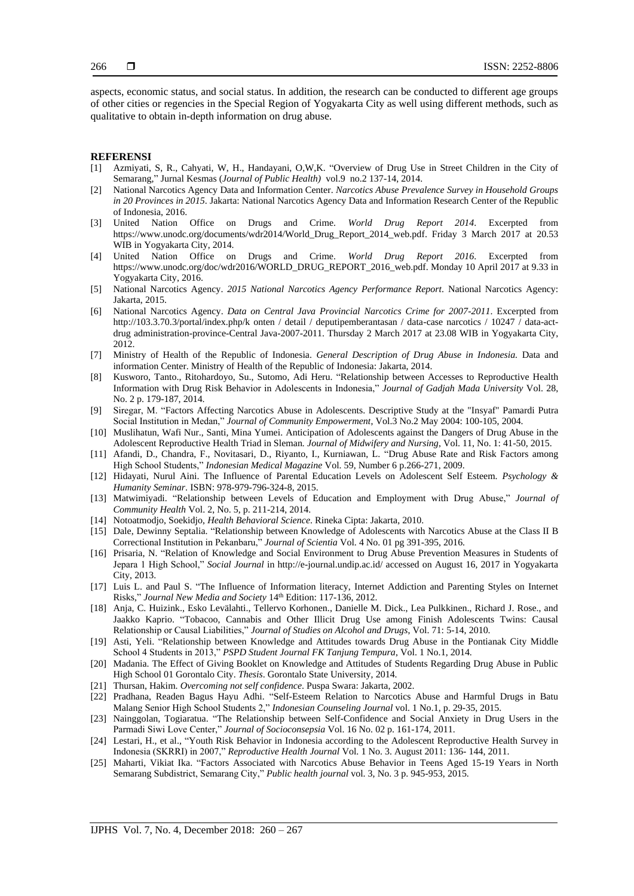aspects, economic status, and social status. In addition, the research can be conducted to different age groups of other cities or regencies in the Special Region of Yogyakarta City as well using different methods, such as qualitative to obtain in-depth information on drug abuse.

## REFERENSI

[1] Azmiyati, S, R., Cahyati, W, H., Handayani, O,W,K. "Overview of Drug Use in Street Children in the City of Semarang," Jurnal Kesmas (*Journal of Public Health)* vol.9 no.2 137-14, 2014.

[2] National Narcotics Agency Data and Information Center. *Narcotics Abuse Prevalence Survey in Household Groups in 20 Provinces in 2015*. Jakarta: National Narcotics Agency Data and Information Research Center of the Republic of Indonesia, 2016.

[3] United Nation Office on Drugs and Crime. *World Drug Report 2014*. Excerpted from https://www.unodc.org/documents/wdr2014/World_Drug_Report_2014_web.pdf. Friday 3 March 2017 at 20.53 WIB in Yogyakarta City, 2014.

[4] United Nation Office on Drugs and Crime. *World Drug Report 2016*. Excerpted from https://www.unodc.org/doc/wdr2016/WORLD_DRUG_REPORT_2016_web.pdf. Monday 10 April 2017 at 9.33 in Yogyakarta City, 2016.

[5] National Narcotics Agency. *2015 National Narcotics Agency Performance Report*. National Narcotics Agency: Jakarta, 2015.

[6] National Narcotics Agency. *Data on Central Java Provincial Narcotics Crime for 2007-2011*. Excerpted from http://103.3.70.3/portal/index.php/k onten / detail / deputipemberantasan / data-case narcotics / 10247 / data-act-drug administration-province-Central Java-2007-2011. Thursday 2 March 2017 at 23.08 WIB in Yogyakarta City, 2012.

[7] Ministry of Health of the Republic of Indonesia. *General Description of Drug Abuse in Indonesia.* Data and information Center. Ministry of Health of the Republic of Indonesia: Jakarta, 2014.

[8] Kusworo, Tanto., Ritohardoyo, Su., Sutomo, Adi Heru. "Relationship between Accesses to Reproductive Health Information with Drug Risk Behavior in Adolescents in Indonesia," *Journal of Gadjah Mada University* Vol. 28, No. 2 p. 179-187, 2014.

[9] Siregar, M. "Factors Affecting Narcotics Abuse in Adolescents. Descriptive Study at the "Insyaf" Pamardi Putra Social Institution in Medan," *Journal of Community Empowerment*, Vol.3 No.2 May 2004: 100-105, 2004.

[10] Muslihatun, Wafi Nur., Santi, Mina Yumei. Anticipation of Adolescents against the Dangers of Drug Abuse in the Adolescent Reproductive Health Triad in Sleman*. Journal of Midwifery and Nursing*, Vol. 11, No. 1: 41-50, 2015.

[11] Afandi, D., Chandra, F., Novitasari, D., Riyanto, I., Kurniawan, L. "Drug Abuse Rate and Risk Factors among High School Students," *Indonesian Medical Magazine* Vol. 59, Number 6 p.266-271, 2009.

[12] Hidayati, Nurul Aini. The Influence of Parental Education Levels on Adolescent Self Esteem. *Psychology & Humanity Seminar*. ISBN: 978-979-796-324-8, 2015.

[13] Matwimiyadi. "Relationship between Levels of Education and Employment with Drug Abuse," *Journal of Community Health* Vol. 2, No. 5, p. 211-214, 2014.

[14] Notoatmodjo, Soekidjo, *Health Behavioral Science*. Rineka Cipta: Jakarta, 2010.

[15] Dale, Dewinny Septalia. "Relationship between Knowledge of Adolescents with Narcotics Abuse at the Class II B Correctional Institution in Pekanbaru," *Journal of Scientia* Vol. 4 No. 01 pg 391-395, 2016.

[16] Prisaria, N. "Relation of Knowledge and Social Environment to Drug Abuse Prevention Measures in Students of Jepara 1 High School," *Social Journal* in http://e-journal.undip.ac.id/ accessed on August 16, 2017 in Yogyakarta City, 2013.

[17] Luis L. and Paul S. "The Influence of Information literacy, Internet Addiction and Parenting Styles on Internet Risks," *Journal New Media and Society* 14th Edition: 117-136, 2012.

[18] Anja, C. Huizink., Esko Levälahti., Tellervo Korhonen., Danielle M. Dick., Lea Pulkkinen., Richard J. Rose., and Jaakko Kaprio. "Tobacoo, Cannabis and Other Illicit Drug Use among Finish Adolescents Twins: Causal Relationship or Causal Liabilities," *Journal of Studies on Alcohol and Drugs*, Vol. 71: 5-14, 2010.

[19] Asti, Yeli. "Relationship between Knowledge and Attitudes towards Drug Abuse in the Pontianak City Middle School 4 Students in 2013," *PSPD Student Journal FK Tanjung Tempura*, Vol. 1 No.1, 2014.

[20] Madania. The Effect of Giving Booklet on Knowledge and Attitudes of Students Regarding Drug Abuse in Public High School 01 Gorontalo City. *Thesis*. Gorontalo State University, 2014.

[21] Thursan, Hakim. *Overcoming not self confidence*. Puspa Swara: Jakarta, 2002.

[22] Pradhana, Readen Bagus Hayu Adhi. "Self-Esteem Relation to Narcotics Abuse and Harmful Drugs in Batu Malang Senior High School Students 2," *Indonesian Counseling Journal* vol. 1 No.1, p. 29-35, 2015.

[23] Nainggolan, Togiaratua. "The Relationship between Self-Confidence and Social Anxiety in Drug Users in the Parmadi Siwi Love Center," *Journal of Socioconsepsia* Vol. 16 No. 02 p. 161-174, 2011.

[24] Lestari, H., et al., "Youth Risk Behavior in Indonesia according to the Adolescent Reproductive Health Survey in Indonesia (SKRRI) in 2007," *Reproductive Health Journal* Vol. 1 No. 3. August 2011: 136- 144, 2011.

[25] Maharti, Vikiat Ika. "Factors Associated with Narcotics Abuse Behavior in Teens Aged 15-19 Years in North Semarang Subdistrict, Semarang City," *Public health journal* vol. 3, No. 3 p. 945-953, 2015.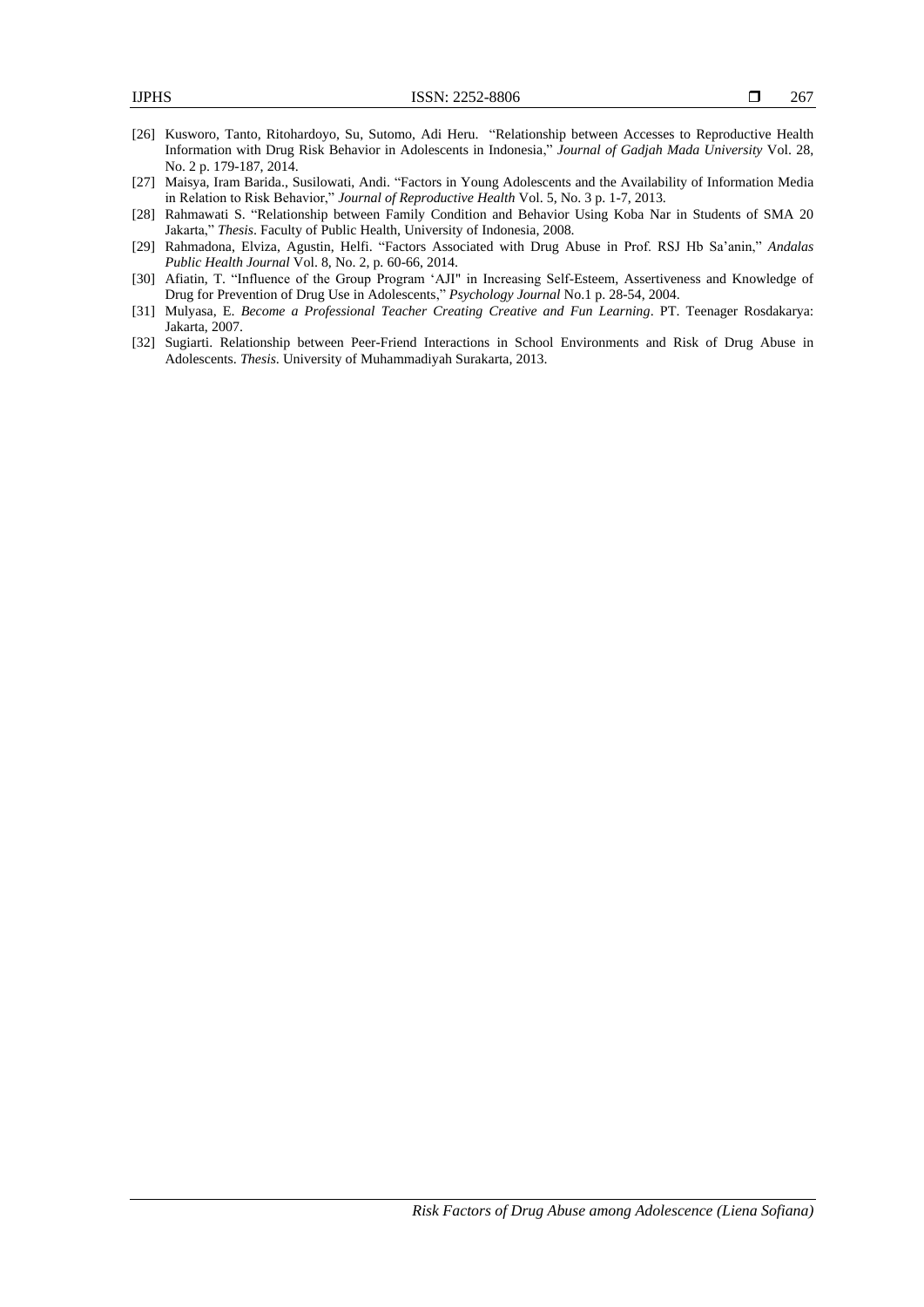[26] Kusworo, Tanto, Ritohardoyo, Su, Sutomo, Adi Heru. "Relationship between Accesses to Reproductive Health Information with Drug Risk Behavior in Adolescents in Indonesia," *Journal of Gadjah Mada University* Vol. 28, No. 2 p. 179-187, 2014.

[27] Maisya, Iram Barida., Susilowati, Andi. "Factors in Young Adolescents and the Availability of Information Media in Relation to Risk Behavior," *Journal of Reproductive Health* Vol. 5, No. 3 p. 1-7, 2013.

[28] Rahmawati S. "Relationship between Family Condition and Behavior Using Koba Nar in Students of SMA 20 Jakarta," *Thesis*. Faculty of Public Health, University of Indonesia, 2008.

[29] Rahmadona, Elviza, Agustin, Helfi. "Factors Associated with Drug Abuse in Prof. RSJ Hb Sa'anin," *Andalas Public Health Journal* Vol. 8, No. 2, p. 60-66, 2014.

[30] Afiatin, T. "Influence of the Group Program 'AJI" in Increasing Self-Esteem, Assertiveness and Knowledge of Drug for Prevention of Drug Use in Adolescents," *Psychology Journal* No.1 p. 28-54, 2004.

[31] Mulyasa, E. *Become a Professional Teacher Creating Creative and Fun Learning*. PT. Teenager Rosdakarya: Jakarta, 2007.

[32] Sugiarti. Relationship between Peer-Friend Interactions in School Environments and Risk of Drug Abuse in Adolescents. *Thesis*. University of Muhammadiyah Surakarta, 2013.